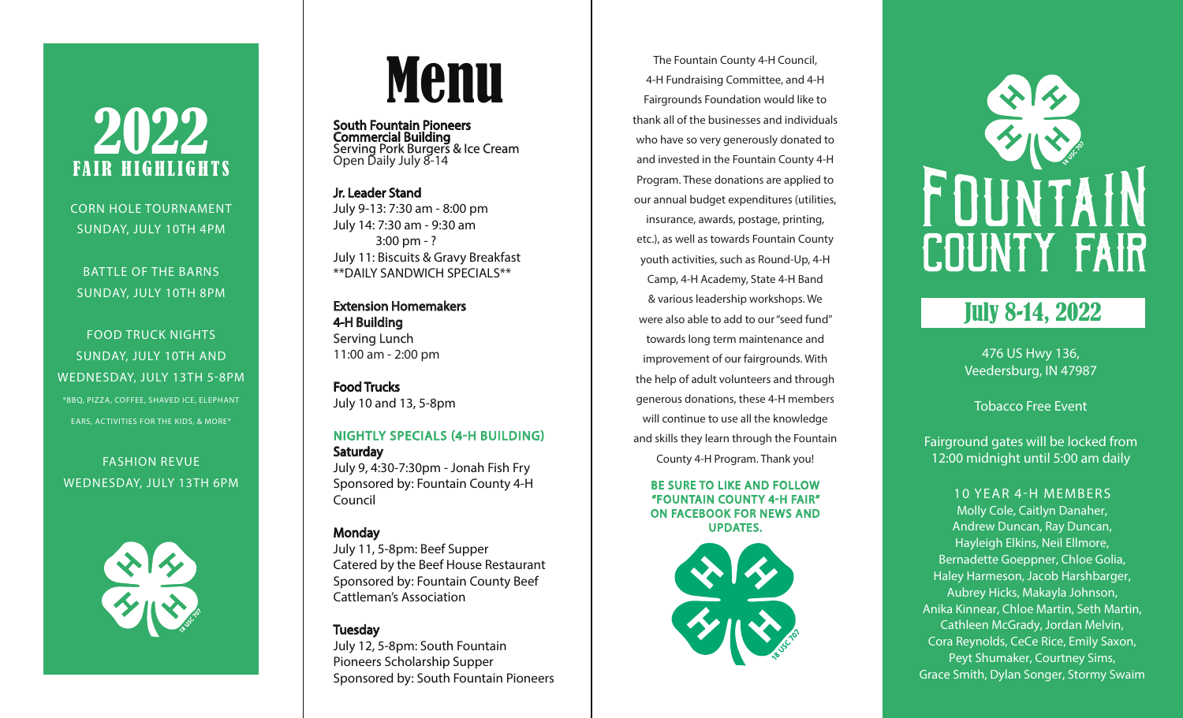# 2022

## FAIR HIGHLIGHTS

CORN HOLE TOURNAMENT
SUNDAY, JULY 10TH 4PM

BATTLE OF THE BARNS
SUNDAY, JULY 10TH 8PM

FOOD TRUCK NIGHTS
SUNDAY, JULY 10TH AND
WEDNESDAY, JULY 13TH 5-8PM
*BBQ, PIZZA, COFFEE, SHAVED ICE, ELEPHANT EARS, ACTIVITIES FOR THE KIDS, & MORE*

FASHION REVUE
WEDNESDAY, JULY 13TH 6PM

# Menu

**South Fountain Pioneers**
**Commercial Building**
Serving Pork Burgers & Ice Cream
Open Daily July 8-14

**Jr. Leader Stand**
July 9-13: 7:30 am - 8:00 pm
July 14: 7:30 am - 9:30 am
3:00 pm - ?
July 11: Biscuits & Gravy Breakfast
**DAILY SANDWICH SPECIALS**

**Extension Homemakers**
**4-H Building**
Serving Lunch
11:00 am - 2:00 pm

**Food Trucks**
July 10 and 13, 5-8pm

**NIGHTLY SPECIALS (4-H BUILDING)**

**Saturday**
July 9, 4:30-7:30pm - Jonah Fish Fry
Sponsored by: Fountain County 4-H Council

**Monday**
July 11, 5-8pm: Beef Supper
Catered by the Beef House Restaurant
Sponsored by: Fountain County Beef Cattleman's Association

**Tuesday**
July 12, 5-8pm: South Fountain Pioneers Scholarship Supper
Sponsored by: South Fountain Pioneers

The Fountain County 4-H Council, 4-H Fundraising Committee, and 4-H Fairgrounds Foundation would like to thank all of the businesses and individuals who have so very generously donated to and invested in the Fountain County 4-H Program. These donations are applied to our annual budget expenditures (utilities, insurance, awards, postage, printing, etc.), as well as towards Fountain County youth activities, such as Round-Up, 4-H Camp, 4-H Academy, State 4-H Band & various leadership workshops. We were also able to add to our "seed fund" towards long term maintenance and improvement of our fairgrounds. With the help of adult volunteers and through generous donations, these 4-H members will continue to use all the knowledge and skills they learn through the Fountain County 4-H Program. Thank you!

**BE SURE TO LIKE AND FOLLOW "FOUNTAIN COUNTY 4-H FAIR" ON FACEBOOK FOR NEWS AND UPDATES.**

# FOUNTAIN COUNTY FAIR

## July 8-14, 2022

476 US Hwy 136,
Veedersburg, IN 47987

Tobacco Free Event

Fairground gates will be locked from 12:00 midnight until 5:00 am daily

### 10 YEAR 4-H MEMBERS

Molly Cole, Caitlyn Danaher, Andrew Duncan, Ray Duncan, Hayleigh Elkins, Neil Ellmore, Bernadette Goeppner, Chloe Golia, Haley Harmeson, Jacob Harshbarger, Aubrey Hicks, Makayla Johnson, Anika Kinnear, Chloe Martin, Seth Martin, Cathleen McGrady, Jordan Melvin, Cora Reynolds, CeCe Rice, Emily Saxon, Peyt Shumaker, Courtney Sims, Grace Smith, Dylan Songer, Stormy Swaim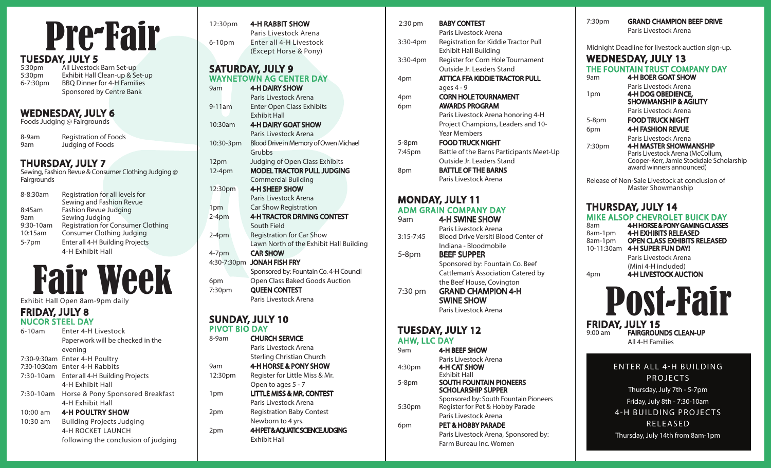# Pre-Fair

## TUESDAY, JULY 5

| | |
|---|---|
| 5:30pm | All Livestock Barn Set-up |
| 5:30pm | Exhibit Hall Clean-up & Set-up |
| 6-7:30pm | BBQ Dinner for 4-H Families<br>Sponsored by Centre Bank |

## WEDNESDAY, JULY 6

Foods Judging @ Fairgrounds

| | |
|---|---|
| 8-9am | Registration of Foods |
| 9am | Judging of Foods |

## THURSDAY, JULY 7

Sewing, Fashion Revue & Consumer Clothing Judging @ Fairgrounds

| | |
|---|---|
| 8-8:30am | Registration for all levels for Sewing and Fashion Revue |
| 8:45am | Fashion Revue Judging |
| 9am | Sewing Judging |
| 9:30-10am | Registration for Consumer Clothing |
| 10:15am | Consumer Clothing Judging |
| 5-7pm | Enter all 4-H Building Projects<br>4-H Exhibit Hall |

# Fair Week

Exhibit Hall Open 8am-9pm daily

## FRIDAY, JULY 8
### NUCOR STEEL DAY

| | |
|---|---|
| 6-10am | Enter 4-H Livestock<br>Paperwork will be checked in the evening |
| 7:30-9:30am | Enter 4-H Poultry |
| 7:30-10:30am | Enter 4-H Rabbits |
| 7:30-10am | Enter all 4-H Building Projects<br>4-H Exhibit Hall |
| 7:30-10am | Horse & Pony Sponsored Breakfast<br>4-H Exhibit Hall |
| 10:00 am | **4-H POULTRY SHOW** |
| 10:30 am | Building Projects Judging<br>4-H ROCKET LAUNCH<br>following the conclusion of judging |
| 12:30pm | **4-H RABBIT SHOW**<br>Paris Livestock Arena |
| 6-10pm | Enter all 4-H Livestock<br>(Except Horse & Pony) |

## SATURDAY, JULY 9
### WAYNETOWN AG CENTER DAY

| | |
|---|---|
| 9am | **4-H DAIRY SHOW**<br>Paris Livestock Arena |
| 9-11am | Enter Open Class Exhibits<br>Exhibit Hall |
| 10:30am | **4-H DAIRY GOAT SHOW**<br>Paris Livestock Arena |
| 10:30-3pm | Blood Drive in Memory of Owen Michael Grubbs |
| 12pm | Judging of Open Class Exhibits |
| 12-4pm | **MODEL TRACTOR PULL JUDGING**<br>Commercial Building |
| 12:30pm | **4-H SHEEP SHOW**<br>Paris Livestock Arena |
| 1pm | Car Show Registration |
| 2-4pm | **4-H TRACTOR DRIVING CONTEST**<br>South Field |
| 2-4pm | Registration for Car Show<br>Lawn North of the Exhibit Hall Building |
| 4-7pm | **CAR SHOW** |
| 4:30-7:30pm | **JONAH FISH FRY**<br>Sponsored by: Fountain Co. 4-H Council |
| 6pm | Open Class Baked Goods Auction |
| 7:30pm | **QUEEN CONTEST**<br>Paris Livestock Arena |

## SUNDAY, JULY 10
### PIVOT BIO DAY

| | |
|---|---|
| 8-9am | **CHURCH SERVICE**<br>Paris Livestock Arena<br>Sterling Christian Church |
| 9am | **4-H HORSE & PONY SHOW** |
| 12:30pm | Register for Little Miss & Mr.<br>Open to ages 5 - 7 |
| 1pm | **LITTLE MISS & MR. CONTEST**<br>Paris Livestock Arena |
| 2pm | Registration Baby Contest<br>Newborn to 4 yrs. |
| 2pm | **4-H PET & AQUATIC SCIENCE JUDGING**<br>Exhibit Hall |
| 2:30 pm | **BABY CONTEST**<br>Paris Livestock Arena |
| 3:30-4pm | Registration for Kiddie Tractor Pull<br>Exhibit Hall Building |
| 3:30-4pm | Register for Corn Hole Tournament<br>Outside Jr. Leaders Stand |
| 4pm | **ATTICA FFA KIDDIE TRACTOR PULL**<br>ages 4 - 9 |
| 4pm | **CORN HOLE TOURNAMENT** |
| 6pm | **AWARDS PROGRAM**<br>Paris Livestock Arena honoring 4-H Project Champions, Leaders and 10-Year Members |
| 5-8pm | **FOOD TRUCK NIGHT** |
| 7:45pm | Battle of the Barns Participants Meet-Up<br>Outside Jr. Leaders Stand |
| 8pm | **BATTLE OF THE BARNS**<br>Paris Livestock Arena |

## MONDAY, JULY 11
### ADM GRAIN COMPANY DAY

| | |
|---|---|
| 9am | **4-H SWINE SHOW**<br>Paris Livestock Arena |
| 3:15-7:45 | Blood Drive Versiti Blood Center of Indiana - Bloodmobile |
| 5-8pm | **BEEF SUPPER**<br>Sponsored by: Fountain Co. Beef Cattleman's Association Catered by the Beef House, Covington |
| 7:30 pm | **GRAND CHAMPION 4-H SWINE SHOW**<br>Paris Livestock Arena |

## TUESDAY, JULY 12
### AHW, LLC DAY

| | |
|---|---|
| 9am | **4-H BEEF SHOW**<br>Paris Livestock Arena |
| 4:30pm | **4-H CAT SHOW**<br>Exhibit Hall |
| 5-8pm | **SOUTH FOUNTAIN PIONEERS SCHOLARSHIP SUPPER**<br>Sponsored by: South Fountain Pioneers |
| 5:30pm | Register for Pet & Hobby Parade<br>Paris Livestock Arena |
| 6pm | **PET & HOBBY PARADE**<br>Paris Livestock Arena, Sponsored by: Farm Bureau Inc. Women |
| 7:30pm | **GRAND CHAMPION BEEF DRIVE**<br>Paris Livestock Arena |

Midnight Deadline for livestock auction sign-up.

## WEDNESDAY, JULY 13
### THE FOUNTAIN TRUST COMPANY DAY

| | |
|---|---|
| 9am | **4-H BOER GOAT SHOW**<br>Paris Livestock Arena |
| 1pm | **4-H DOG OBEDIENCE, SHOWMANSHIP & AGILITY**<br>Paris Livestock Arena |
| 5-8pm | **FOOD TRUCK NIGHT** |
| 6pm | **4-H FASHION REVUE**<br>Paris Livestock Arena |
| 7:30pm | **4-H MASTER SHOWMANSHIP**<br>Paris Livestock Arena (McCollum, Cooper-Kerr, Jamie Stockdale Scholarship award winners announced) |

Release of Non-Sale Livestock at conclusion of Master Showmanship

## THURSDAY, JULY 14
### MIKE ALSOP CHEVROLET BUICK DAY

| | |
|---|---|
| 8am | **4-H HORSE & PONY GAMING CLASSES** |
| 8am-1pm | **4-H EXHIBITS RELEASED** |
| 8am-1pm | **OPEN CLASS EXHIBITS RELEASED** |
| 10-11:30am | **4-H SUPER FUN DAY!**<br>Paris Livestock Arena<br>(Mini 4-H included) |
| 4pm | **4-H LIVESTOCK AUCTION** |

# Post-Fair

## FRIDAY, JULY 15

| | |
|---|---|
| 9:00 am | **FAIRGROUNDS CLEAN-UP**<br>All 4-H Families |

ENTER ALL 4-H BUILDING PROJECTS

Thursday, July 7th - 5-7pm

Friday, July 8th - 7:30-10am

4-H BUILDING PROJECTS RELEASED

Thursday, July 14th from 8am-1pm